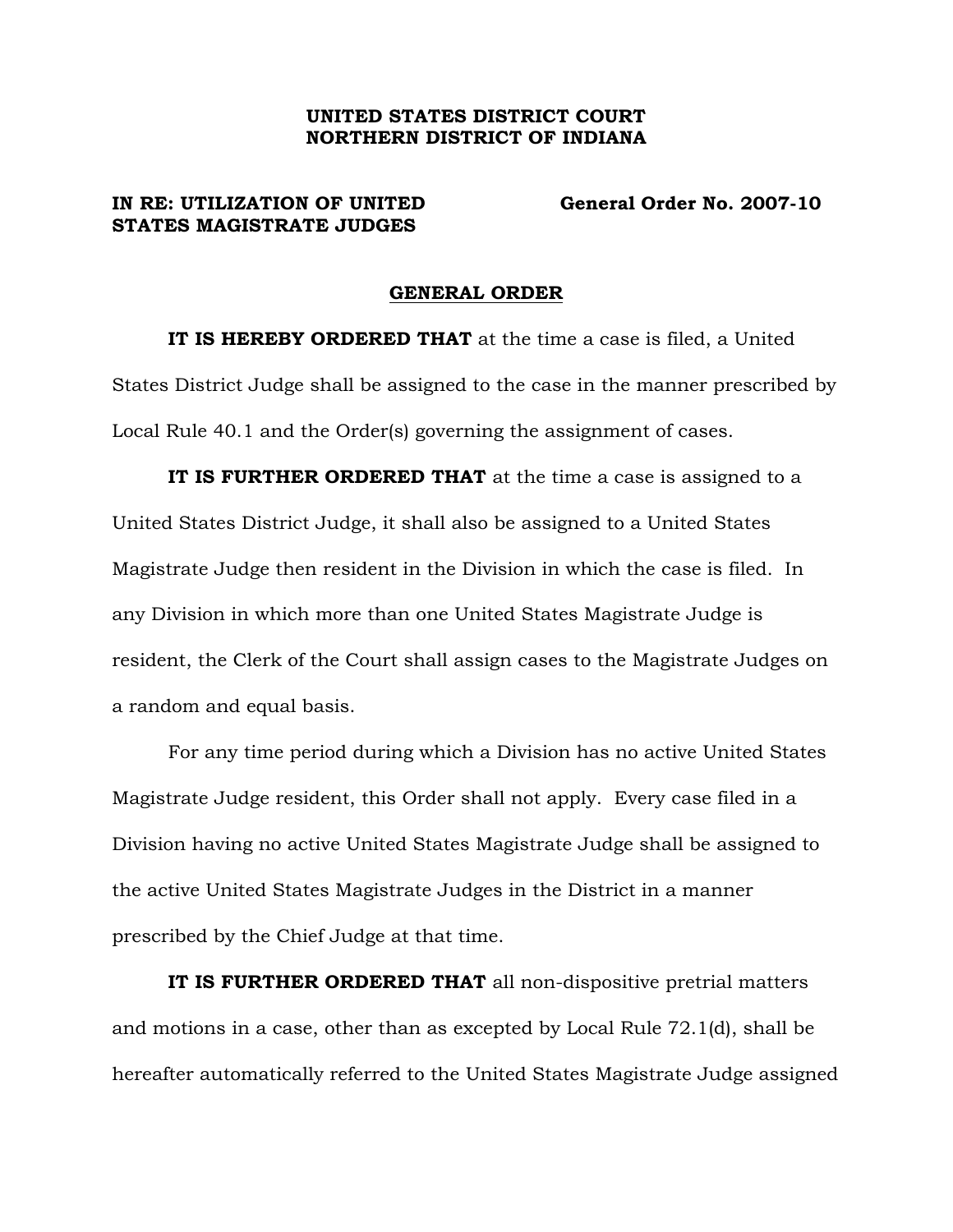**UNITED STATES DISTRICT COURT**
**NORTHERN DISTRICT OF INDIANA**

**IN RE: UTILIZATION OF UNITED STATES MAGISTRATE JUDGES** **General Order No. 2007-10**

## GENERAL ORDER

**IT IS HEREBY ORDERED THAT** at the time a case is filed, a United States District Judge shall be assigned to the case in the manner prescribed by Local Rule 40.1 and the Order(s) governing the assignment of cases.

**IT IS FURTHER ORDERED THAT** at the time a case is assigned to a United States District Judge, it shall also be assigned to a United States Magistrate Judge then resident in the Division in which the case is filed. In any Division in which more than one United States Magistrate Judge is resident, the Clerk of the Court shall assign cases to the Magistrate Judges on a random and equal basis.

For any time period during which a Division has no active United States Magistrate Judge resident, this Order shall not apply. Every case filed in a Division having no active United States Magistrate Judge shall be assigned to the active United States Magistrate Judges in the District in a manner prescribed by the Chief Judge at that time.

**IT IS FURTHER ORDERED THAT** all non-dispositive pretrial matters and motions in a case, other than as excepted by Local Rule 72.1(d), shall be hereafter automatically referred to the United States Magistrate Judge assigned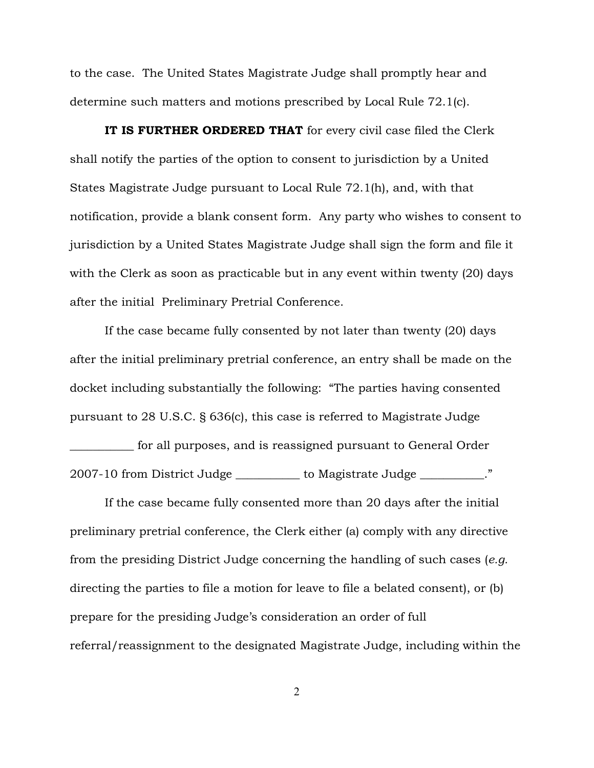to the case. The United States Magistrate Judge shall promptly hear and determine such matters and motions prescribed by Local Rule 72.1(c).

**IT IS FURTHER ORDERED THAT** for every civil case filed the Clerk shall notify the parties of the option to consent to jurisdiction by a United States Magistrate Judge pursuant to Local Rule 72.1(h), and, with that notification, provide a blank consent form. Any party who wishes to consent to jurisdiction by a United States Magistrate Judge shall sign the form and file it with the Clerk as soon as practicable but in any event within twenty (20) days after the initial Preliminary Pretrial Conference.

If the case became fully consented by not later than twenty (20) days after the initial preliminary pretrial conference, an entry shall be made on the docket including substantially the following: "The parties having consented pursuant to 28 U.S.C. § 636(c), this case is referred to Magistrate Judge ___________ for all purposes, and is reassigned pursuant to General Order 2007-10 from District Judge ___________ to Magistrate Judge ___________."

If the case became fully consented more than 20 days after the initial preliminary pretrial conference, the Clerk either (a) comply with any directive from the presiding District Judge concerning the handling of such cases (*e.g.* directing the parties to file a motion for leave to file a belated consent), or (b) prepare for the presiding Judge's consideration an order of full referral/reassignment to the designated Magistrate Judge, including within the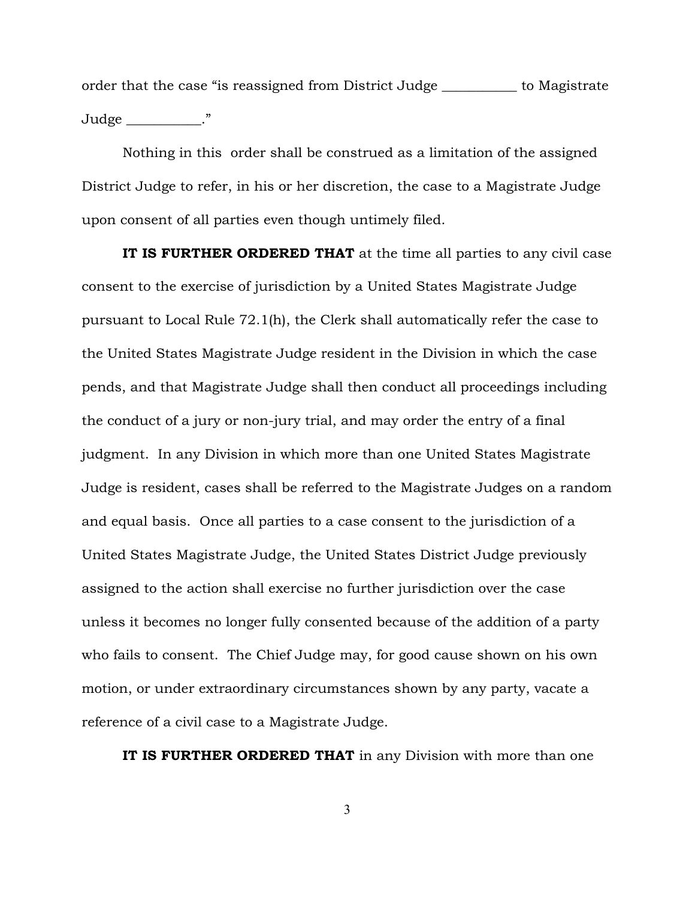order that the case "is reassigned from District Judge ___________ to Magistrate Judge ___________."

Nothing in this order shall be construed as a limitation of the assigned District Judge to refer, in his or her discretion, the case to a Magistrate Judge upon consent of all parties even though untimely filed.

**IT IS FURTHER ORDERED THAT** at the time all parties to any civil case consent to the exercise of jurisdiction by a United States Magistrate Judge pursuant to Local Rule 72.1(h), the Clerk shall automatically refer the case to the United States Magistrate Judge resident in the Division in which the case pends, and that Magistrate Judge shall then conduct all proceedings including the conduct of a jury or non-jury trial, and may order the entry of a final judgment. In any Division in which more than one United States Magistrate Judge is resident, cases shall be referred to the Magistrate Judges on a random and equal basis. Once all parties to a case consent to the jurisdiction of a United States Magistrate Judge, the United States District Judge previously assigned to the action shall exercise no further jurisdiction over the case unless it becomes no longer fully consented because of the addition of a party who fails to consent. The Chief Judge may, for good cause shown on his own motion, or under extraordinary circumstances shown by any party, vacate a reference of a civil case to a Magistrate Judge.

**IT IS FURTHER ORDERED THAT** in any Division with more than one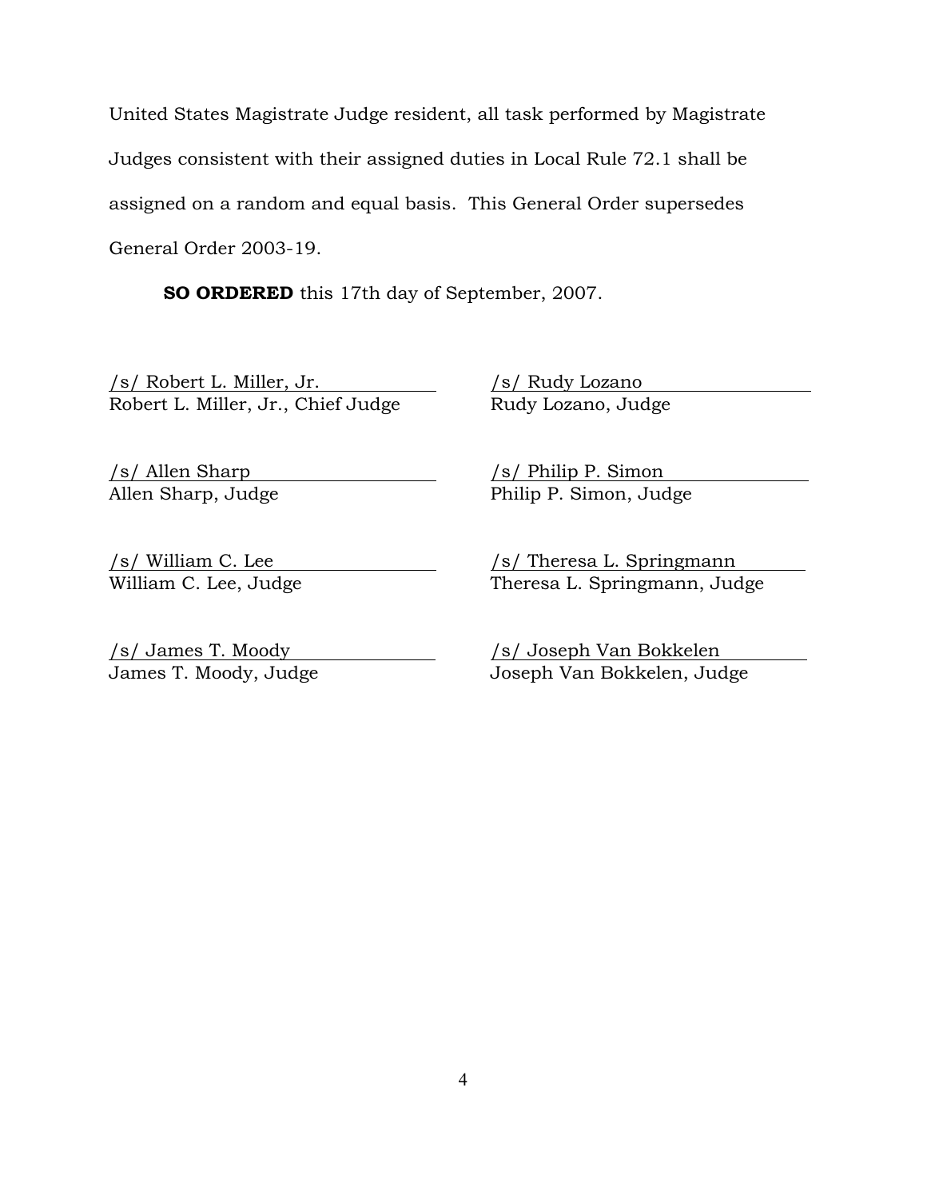United States Magistrate Judge resident, all task performed by Magistrate Judges consistent with their assigned duties in Local Rule 72.1 shall be assigned on a random and equal basis. This General Order supersedes General Order 2003-19.

**SO ORDERED** this 17th day of September, 2007.

/s/ Robert L. Miller, Jr.
Robert L. Miller, Jr., Chief Judge

/s/ Rudy Lozano
Rudy Lozano, Judge

/s/ Allen Sharp
Allen Sharp, Judge

/s/ Philip P. Simon
Philip P. Simon, Judge

/s/ William C. Lee
William C. Lee, Judge

/s/ Theresa L. Springmann
Theresa L. Springmann, Judge

/s/ James T. Moody
James T. Moody, Judge

/s/ Joseph Van Bokkelen
Joseph Van Bokkelen, Judge